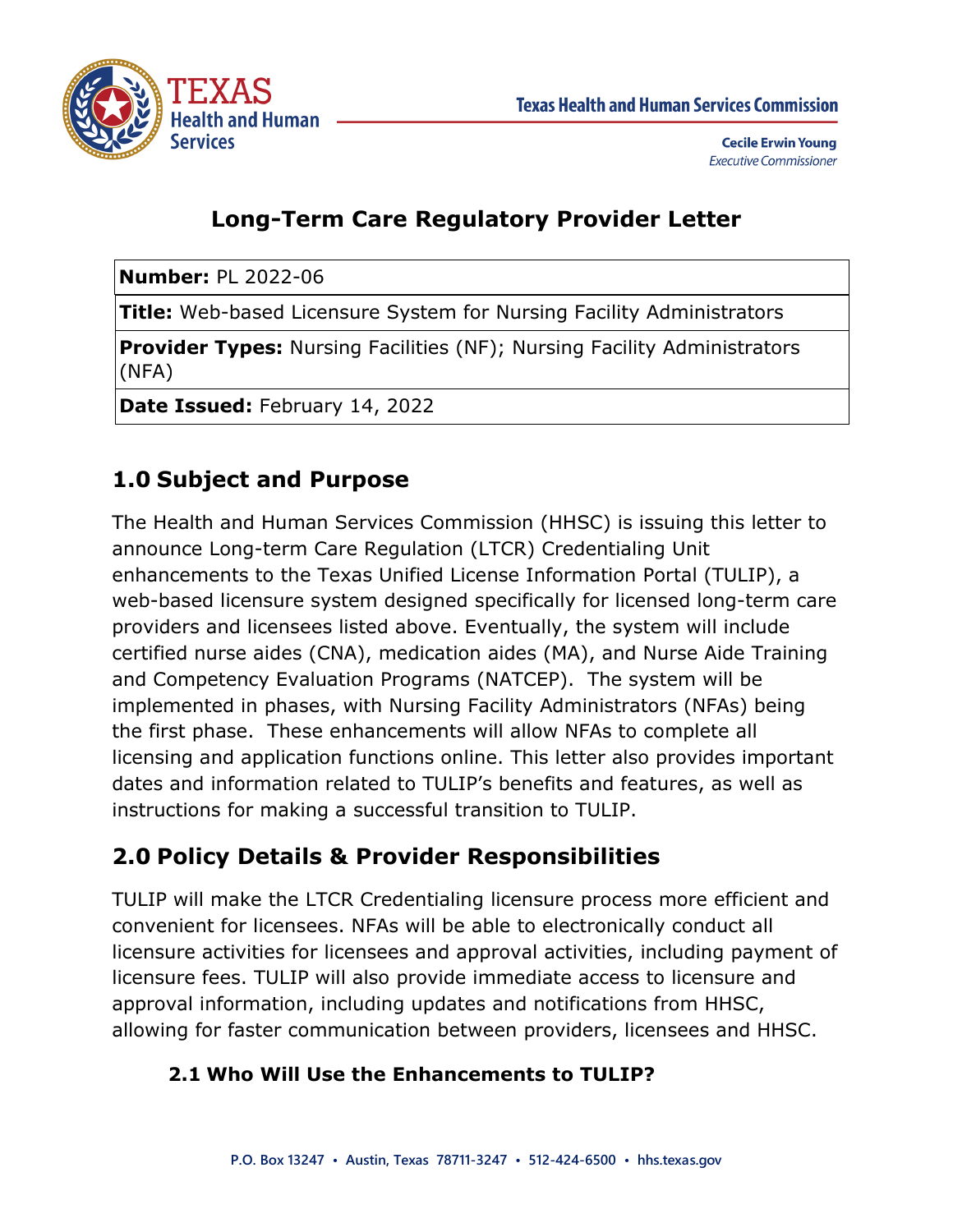Texas Health and Human Services Commission

Cecile Erwin Young
*Executive Commissioner*

# Long-Term Care Regulatory Provider Letter

| **Number:** PL 2022-06 |
|---|
| **Title:** Web-based Licensure System for Nursing Facility Administrators |
| **Provider Types:** Nursing Facilities (NF); Nursing Facility Administrators (NFA) |
| **Date Issued:** February 14, 2022 |

## 1.0 Subject and Purpose

The Health and Human Services Commission (HHSC) is issuing this letter to announce Long-term Care Regulation (LTCR) Credentialing Unit enhancements to the Texas Unified License Information Portal (TULIP), a web-based licensure system designed specifically for licensed long-term care providers and licensees listed above. Eventually, the system will include certified nurse aides (CNA), medication aides (MA), and Nurse Aide Training and Competency Evaluation Programs (NATCEP). The system will be implemented in phases, with Nursing Facility Administrators (NFAs) being the first phase. These enhancements will allow NFAs to complete all licensing and application functions online. This letter also provides important dates and information related to TULIP's benefits and features, as well as instructions for making a successful transition to TULIP.

## 2.0 Policy Details & Provider Responsibilities

TULIP will make the LTCR Credentialing licensure process more efficient and convenient for licensees. NFAs will be able to electronically conduct all licensure activities for licensees and approval activities, including payment of licensure fees. TULIP will also provide immediate access to licensure and approval information, including updates and notifications from HHSC, allowing for faster communication between providers, licensees and HHSC.

### 2.1 Who Will Use the Enhancements to TULIP?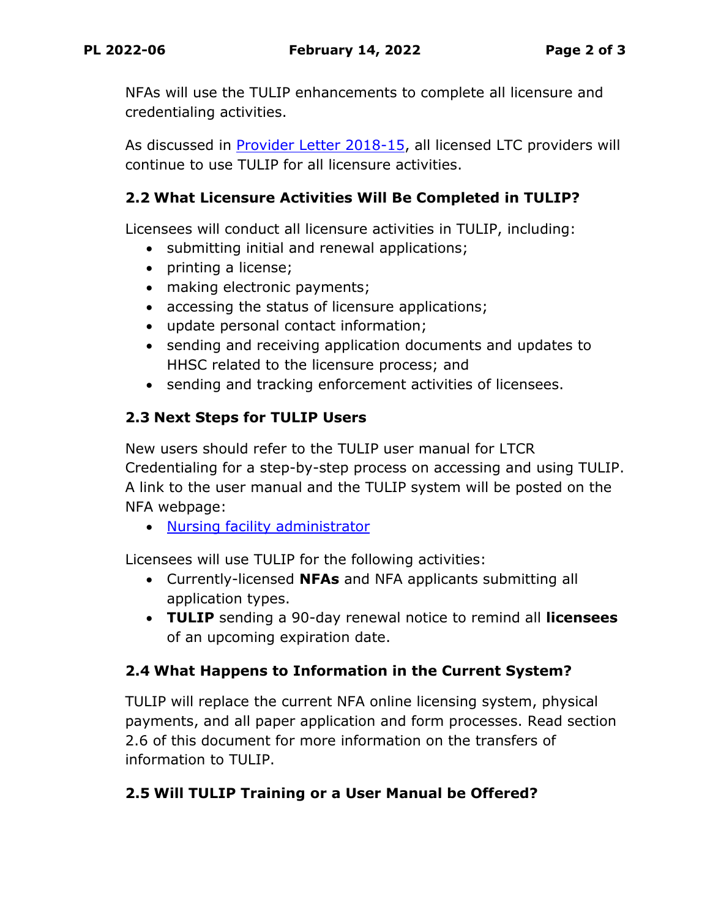NFAs will use the TULIP enhancements to complete all licensure and credentialing activities.

As discussed in [Provider Letter 2018-15](), all licensed LTC providers will continue to use TULIP for all licensure activities.

### 2.2 What Licensure Activities Will Be Completed in TULIP?

Licensees will conduct all licensure activities in TULIP, including:

- submitting initial and renewal applications;
- printing a license;
- making electronic payments;
- accessing the status of licensure applications;
- update personal contact information;
- sending and receiving application documents and updates to HHSC related to the licensure process; and
- sending and tracking enforcement activities of licensees.

### 2.3 Next Steps for TULIP Users

New users should refer to the TULIP user manual for LTCR Credentialing for a step-by-step process on accessing and using TULIP. A link to the user manual and the TULIP system will be posted on the NFA webpage:

- [Nursing facility administrator]()

Licensees will use TULIP for the following activities:

- Currently-licensed **NFAs** and NFA applicants submitting all application types.
- **TULIP** sending a 90-day renewal notice to remind all **licensees** of an upcoming expiration date.

### 2.4 What Happens to Information in the Current System?

TULIP will replace the current NFA online licensing system, physical payments, and all paper application and form processes. Read section 2.6 of this document for more information on the transfers of information to TULIP.

### 2.5 Will TULIP Training or a User Manual be Offered?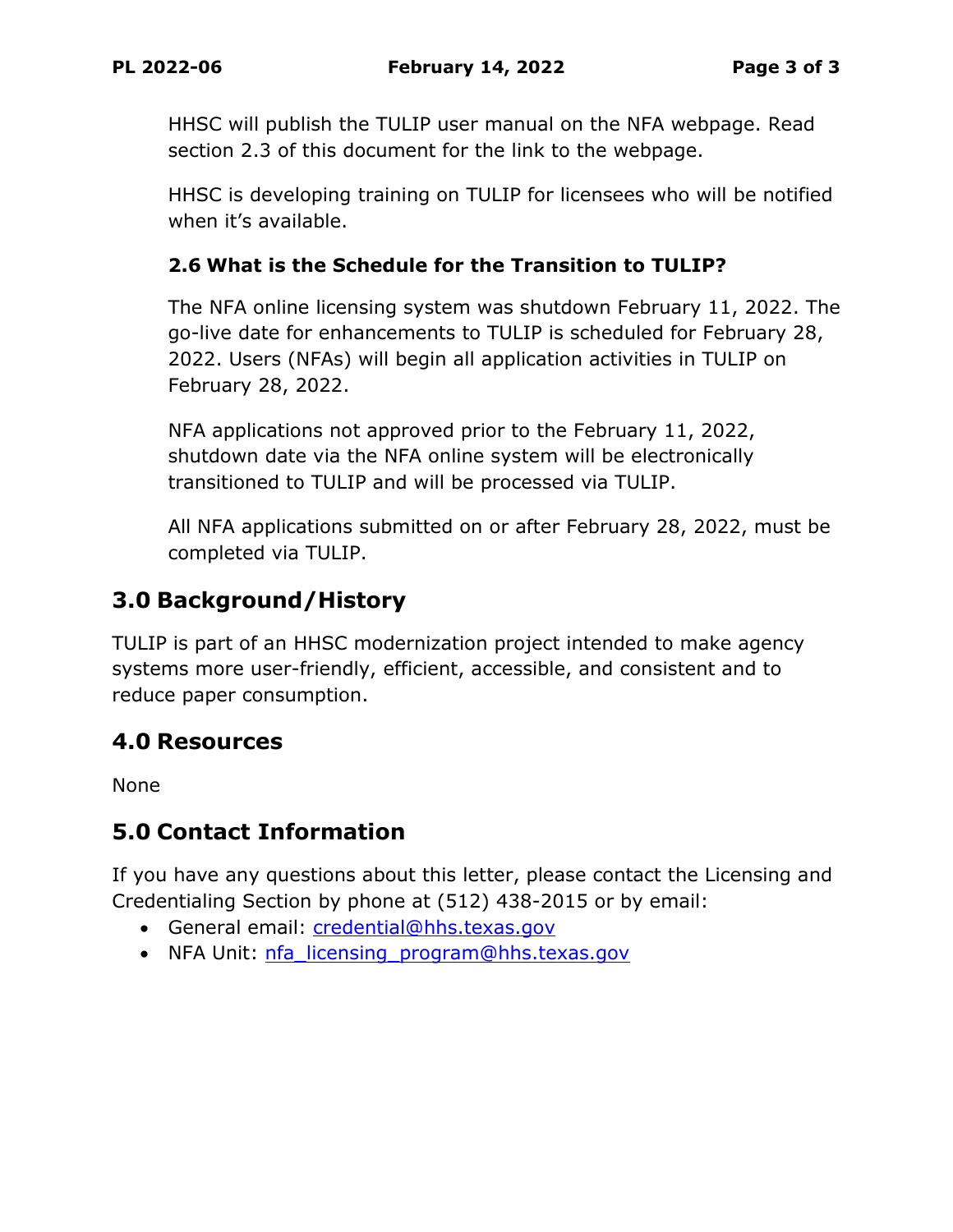HHSC will publish the TULIP user manual on the NFA webpage. Read section 2.3 of this document for the link to the webpage.

HHSC is developing training on TULIP for licensees who will be notified when it's available.

### 2.6 What is the Schedule for the Transition to TULIP?

The NFA online licensing system was shutdown February 11, 2022. The go-live date for enhancements to TULIP is scheduled for February 28, 2022. Users (NFAs) will begin all application activities in TULIP on February 28, 2022.

NFA applications not approved prior to the February 11, 2022, shutdown date via the NFA online system will be electronically transitioned to TULIP and will be processed via TULIP.

All NFA applications submitted on or after February 28, 2022, must be completed via TULIP.

## 3.0 Background/History

TULIP is part of an HHSC modernization project intended to make agency systems more user-friendly, efficient, accessible, and consistent and to reduce paper consumption.

## 4.0 Resources

None

## 5.0 Contact Information

If you have any questions about this letter, please contact the Licensing and Credentialing Section by phone at (512) 438-2015 or by email:

- General email: credential@hhs.texas.gov
- NFA Unit: nfa_licensing_program@hhs.texas.gov